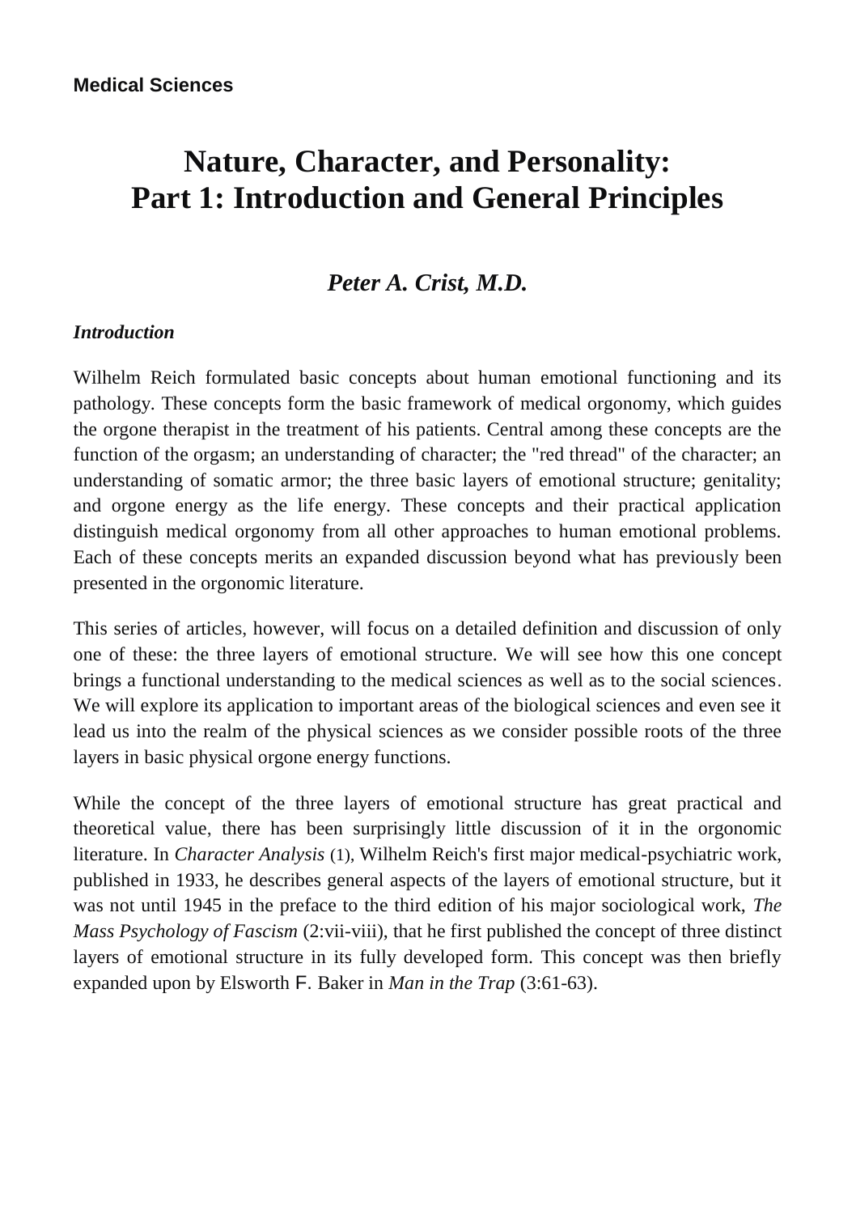**Medical Sciences**

# Nature, Character, and Personality: Part 1: Introduction and General Principles

## *Peter A. Crist, M.D.*

### *Introduction*

Wilhelm Reich formulated basic concepts about human emotional functioning and its pathology. These concepts form the basic framework of medical orgonomy, which guides the orgone therapist in the treatment of his patients. Central among these concepts are the function of the orgasm; an understanding of character; the "red thread" of the character; an understanding of somatic armor; the three basic layers of emotional structure; genitality; and orgone energy as the life energy. These concepts and their practical application distinguish medical orgonomy from all other approaches to human emotional problems. Each of these concepts merits an expanded discussion beyond what has previously been presented in the orgonomic literature.

This series of articles, however, will focus on a detailed definition and discussion of only one of these: the three layers of emotional structure. We will see how this one concept brings a functional understanding to the medical sciences as well as to the social sciences. We will explore its application to important areas of the biological sciences and even see it lead us into the realm of the physical sciences as we consider possible roots of the three layers in basic physical orgone energy functions.

While the concept of the three layers of emotional structure has great practical and theoretical value, there has been surprisingly little discussion of it in the orgonomic literature. In *Character Analysis* (1), Wilhelm Reich's first major medical-psychiatric work, published in 1933, he describes general aspects of the layers of emotional structure, but it was not until 1945 in the preface to the third edition of his major sociological work, *The Mass Psychology of Fascism* (2:vii-viii), that he first published the concept of three distinct layers of emotional structure in its fully developed form. This concept was then briefly expanded upon by Elsworth F. Baker in *Man in the Trap* (3:61-63).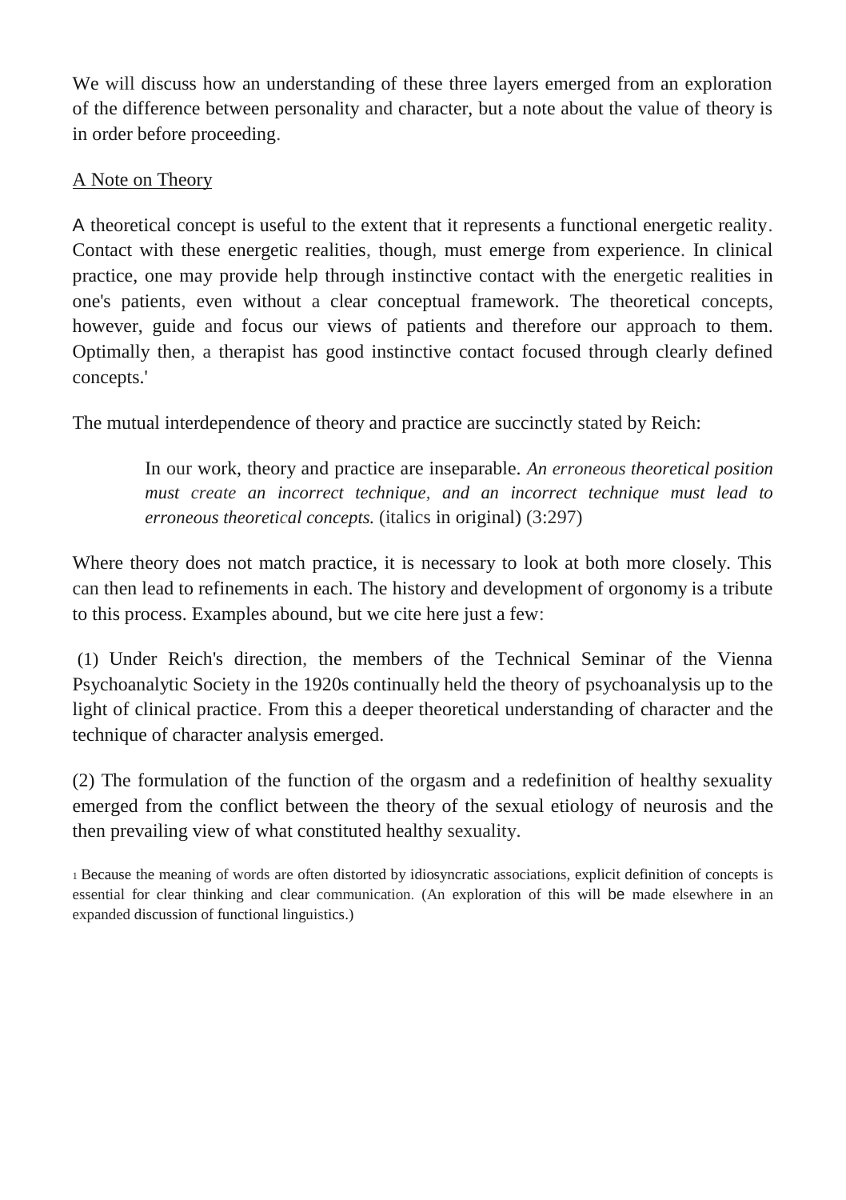We will discuss how an understanding of these three layers emerged from an exploration of the difference between personality and character, but a note about the value of theory is in order before proceeding.

## A Note on Theory

A theoretical concept is useful to the extent that it represents a functional energetic reality. Contact with these energetic realities, though, must emerge from experience. In clinical practice, one may provide help through instinctive contact with the energetic realities in one's patients, even without a clear conceptual framework. The theoretical concepts, however, guide and focus our views of patients and therefore our approach to them. Optimally then, a therapist has good instinctive contact focused through clearly defined concepts.'

The mutual interdependence of theory and practice are succinctly stated by Reich:

> In our work, theory and practice are inseparable. *An erroneous theoretical position must create an incorrect technique, and an incorrect technique must lead to erroneous theoretical concepts.* (italics in original) (3:297)

Where theory does not match practice, it is necessary to look at both more closely. This can then lead to refinements in each. The history and development of orgonomy is a tribute to this process. Examples abound, but we cite here just a few:

(1) Under Reich's direction, the members of the Technical Seminar of the Vienna Psychoanalytic Society in the 1920s continually held the theory of psychoanalysis up to the light of clinical practice. From this a deeper theoretical understanding of character and the technique of character analysis emerged.

(2) The formulation of the function of the orgasm and a redefinition of healthy sexuality emerged from the conflict between the theory of the sexual etiology of neurosis and the then prevailing view of what constituted healthy sexuality.

[1] Because the meaning of words are often distorted by idiosyncratic associations, explicit definition of concepts is essential for clear thinking and clear communication. (An exploration of this will be made elsewhere in an expanded discussion of functional linguistics.)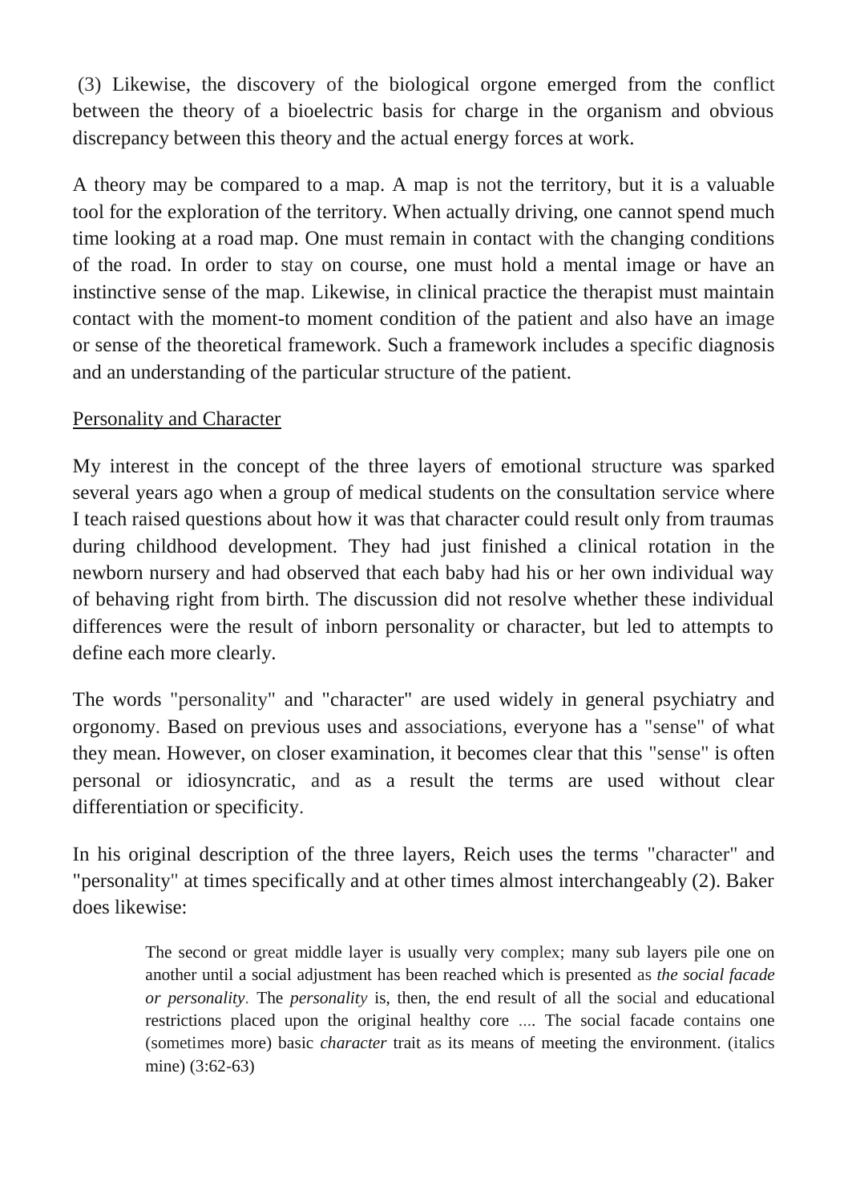(3) Likewise, the discovery of the biological orgone emerged from the conflict between the theory of a bioelectric basis for charge in the organism and obvious discrepancy between this theory and the actual energy forces at work.

A theory may be compared to a map. A map is not the territory, but it is a valuable tool for the exploration of the territory. When actually driving, one cannot spend much time looking at a road map. One must remain in contact with the changing conditions of the road. In order to stay on course, one must hold a mental image or have an instinctive sense of the map. Likewise, in clinical practice the therapist must maintain contact with the moment-to moment condition of the patient and also have an image or sense of the theoretical framework. Such a framework includes a specific diagnosis and an understanding of the particular structure of the patient.

## Personality and Character

My interest in the concept of the three layers of emotional structure was sparked several years ago when a group of medical students on the consultation service where I teach raised questions about how it was that character could result only from traumas during childhood development. They had just finished a clinical rotation in the newborn nursery and had observed that each baby had his or her own individual way of behaving right from birth. The discussion did not resolve whether these individual differences were the result of inborn personality or character, but led to attempts to define each more clearly.

The words "personality" and "character" are used widely in general psychiatry and orgonomy. Based on previous uses and associations, everyone has a "sense" of what they mean. However, on closer examination, it becomes clear that this "sense" is often personal or idiosyncratic, and as a result the terms are used without clear differentiation or specificity.

In his original description of the three layers, Reich uses the terms "character" and "personality" at times specifically and at other times almost interchangeably (2). Baker does likewise:

> The second or great middle layer is usually very complex; many sub layers pile one on another until a social adjustment has been reached which is presented as *the social facade or personality*. The *personality* is, then, the end result of all the social and educational restrictions placed upon the original healthy core .... The social facade contains one (sometimes more) basic *character* trait as its means of meeting the environment. (italics mine) (3:62-63)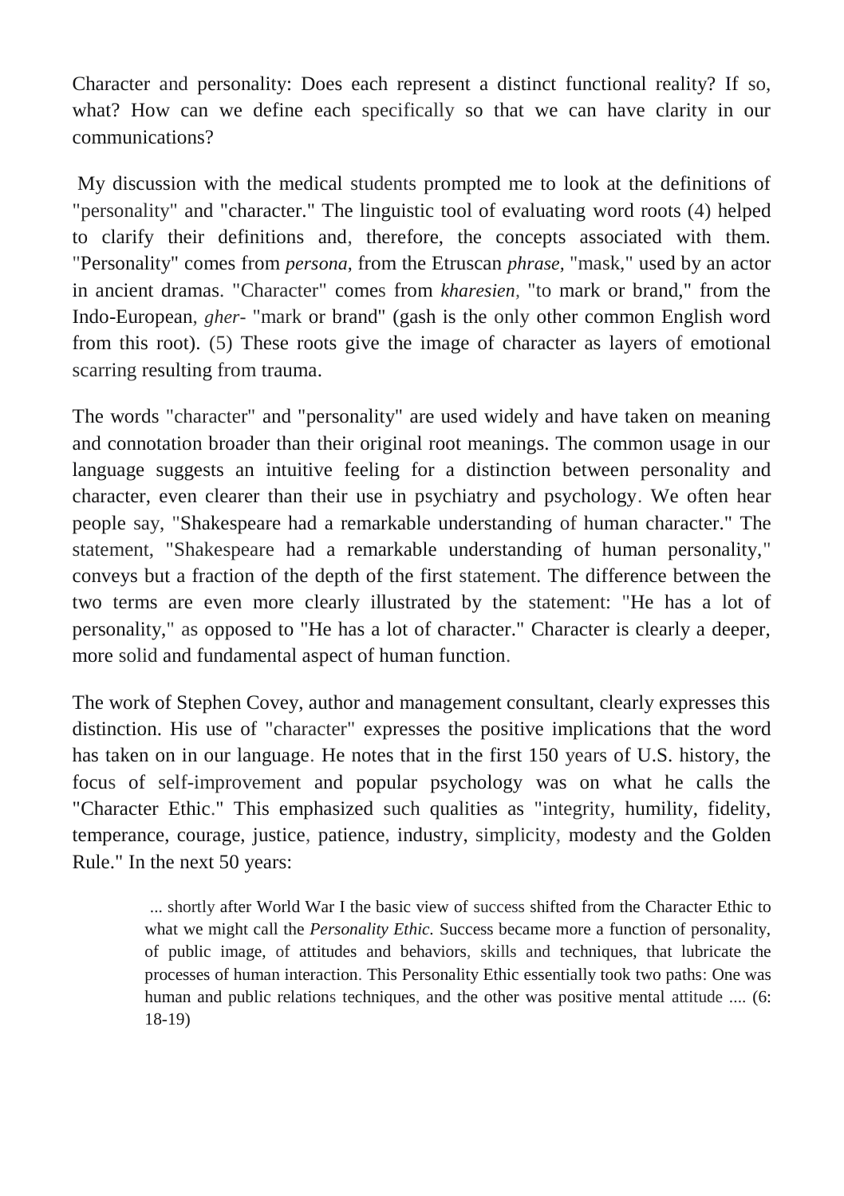Character and personality: Does each represent a distinct functional reality? If so, what? How can we define each specifically so that we can have clarity in our communications?

My discussion with the medical students prompted me to look at the definitions of "personality" and "character." The linguistic tool of evaluating word roots (4) helped to clarify their definitions and, therefore, the concepts associated with them. "Personality" comes from *persona*, from the Etruscan *phrase*, "mask," used by an actor in ancient dramas. "Character" comes from *kharesien*, "to mark or brand," from the Indo-European, *gher-* "mark or brand" (gash is the only other common English word from this root). (5) These roots give the image of character as layers of emotional scarring resulting from trauma.

The words "character" and "personality" are used widely and have taken on meaning and connotation broader than their original root meanings. The common usage in our language suggests an intuitive feeling for a distinction between personality and character, even clearer than their use in psychiatry and psychology. We often hear people say, "Shakespeare had a remarkable understanding of human character." The statement, "Shakespeare had a remarkable understanding of human personality," conveys but a fraction of the depth of the first statement. The difference between the two terms are even more clearly illustrated by the statement: "He has a lot of personality," as opposed to "He has a lot of character." Character is clearly a deeper, more solid and fundamental aspect of human function.

The work of Stephen Covey, author and management consultant, clearly expresses this distinction. His use of "character" expresses the positive implications that the word has taken on in our language. He notes that in the first 150 years of U.S. history, the focus of self-improvement and popular psychology was on what he calls the "Character Ethic." This emphasized such qualities as "integrity, humility, fidelity, temperance, courage, justice, patience, industry, simplicity, modesty and the Golden Rule." In the next 50 years:

> ... shortly after World War I the basic view of success shifted from the Character Ethic to what we might call the *Personality Ethic.* Success became more a function of personality, of public image, of attitudes and behaviors, skills and techniques, that lubricate the processes of human interaction. This Personality Ethic essentially took two paths: One was human and public relations techniques, and the other was positive mental attitude .... (6: 18-19)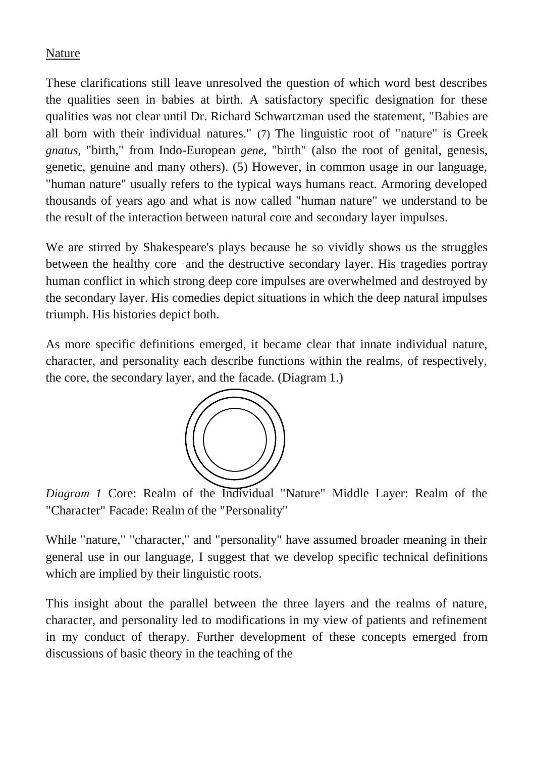Nature

These clarifications still leave unresolved the question of which word best describes the qualities seen in babies at birth. A satisfactory specific designation for these qualities was not clear until Dr. Richard Schwartzman used the statement, "Babies are all born with their individual natures." (7) The linguistic root of "nature" is Greek *gnatus*, "birth," from Indo-European *gene*, "birth" (also the root of genital, genesis, genetic, genuine and many others). (5) However, in common usage in our language, "human nature" usually refers to the typical ways humans react. Armoring developed thousands of years ago and what is now called "human nature" we understand to be the result of the interaction between natural core and secondary layer impulses.

We are stirred by Shakespeare's plays because he so vividly shows us the struggles between the healthy core and the destructive secondary layer. His tragedies portray human conflict in which strong deep core impulses are overwhelmed and destroyed by the secondary layer. His comedies depict situations in which the deep natural impulses triumph. His histories depict both.

As more specific definitions emerged, it became clear that innate individual nature, character, and personality each describe functions within the realms, of respectively, the core, the secondary layer, and the facade. (Diagram 1.)

*Diagram 1* Core: Realm of the Individual "Nature" Middle Layer: Realm of the "Character" Facade: Realm of the "Personality"

While "nature," "character," and "personality" have assumed broader meaning in their general use in our language, I suggest that we develop specific technical definitions which are implied by their linguistic roots.

This insight about the parallel between the three layers and the realms of nature, character, and personality led to modifications in my view of patients and refinement in my conduct of therapy. Further development of these concepts emerged from discussions of basic theory in the teaching of the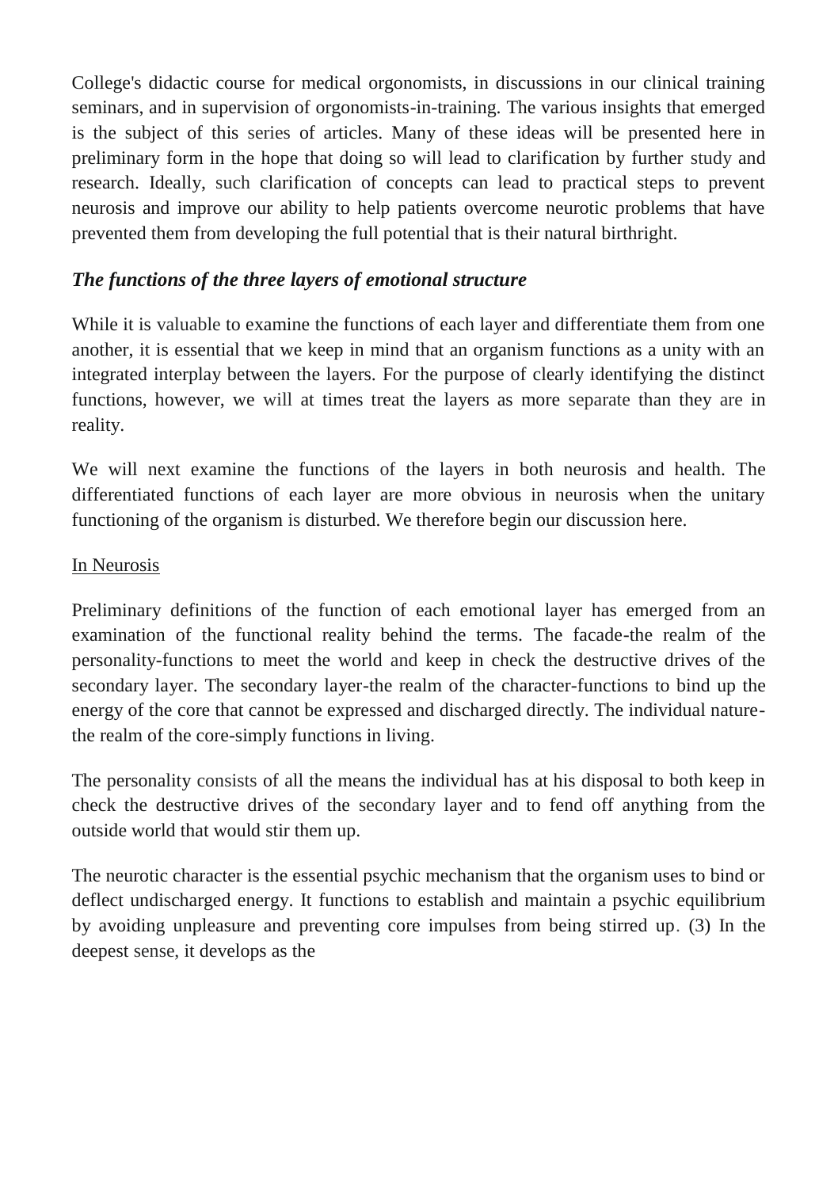College's didactic course for medical orgonomists, in discussions in our clinical training seminars, and in supervision of orgonomists-in-training. The various insights that emerged is the subject of this series of articles. Many of these ideas will be presented here in preliminary form in the hope that doing so will lead to clarification by further study and research. Ideally, such clarification of concepts can lead to practical steps to prevent neurosis and improve our ability to help patients overcome neurotic problems that have prevented them from developing the full potential that is their natural birthright.

### *The functions of the three layers of emotional structure*

While it is valuable to examine the functions of each layer and differentiate them from one another, it is essential that we keep in mind that an organism functions as a unity with an integrated interplay between the layers. For the purpose of clearly identifying the distinct functions, however, we will at times treat the layers as more separate than they are in reality.

We will next examine the functions of the layers in both neurosis and health. The differentiated functions of each layer are more obvious in neurosis when the unitary functioning of the organism is disturbed. We therefore begin our discussion here.

<u>In Neurosis</u>

Preliminary definitions of the function of each emotional layer has emerged from an examination of the functional reality behind the terms. The facade-the realm of the personality-functions to meet the world and keep in check the destructive drives of the secondary layer. The secondary layer-the realm of the character-functions to bind up the energy of the core that cannot be expressed and discharged directly. The individual nature-the realm of the core-simply functions in living.

The personality consists of all the means the individual has at his disposal to both keep in check the destructive drives of the secondary layer and to fend off anything from the outside world that would stir them up.

The neurotic character is the essential psychic mechanism that the organism uses to bind or deflect undischarged energy. It functions to establish and maintain a psychic equilibrium by avoiding unpleasure and preventing core impulses from being stirred up. (3) In the deepest sense, it develops as the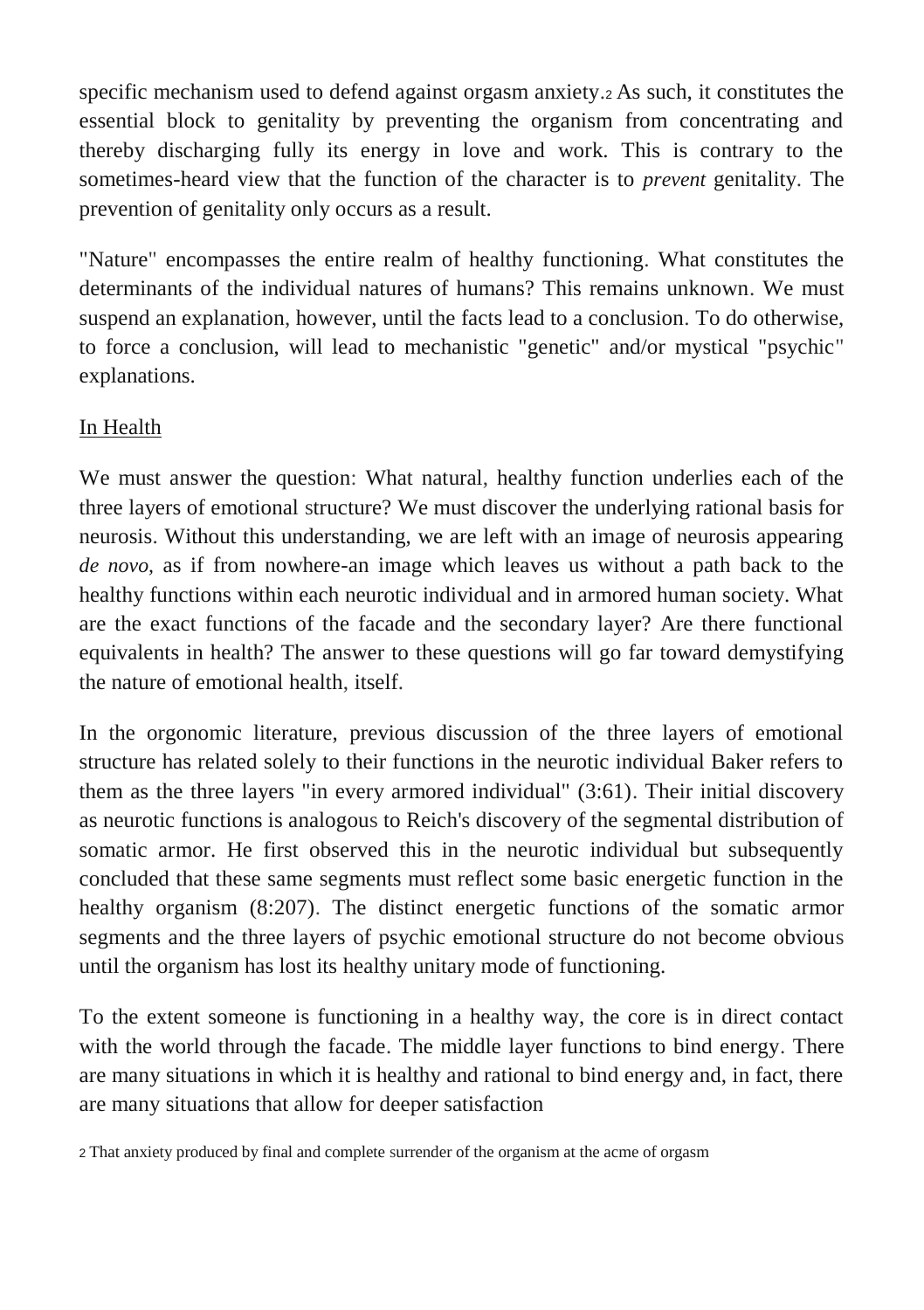specific mechanism used to defend against orgasm anxiety.[2] As such, it constitutes the essential block to genitality by preventing the organism from concentrating and thereby discharging fully its energy in love and work. This is contrary to the sometimes-heard view that the function of the character is to *prevent* genitality. The prevention of genitality only occurs as a result.

"Nature" encompasses the entire realm of healthy functioning. What constitutes the determinants of the individual natures of humans? This remains unknown. We must suspend an explanation, however, until the facts lead to a conclusion. To do otherwise, to force a conclusion, will lead to mechanistic "genetic" and/or mystical "psychic" explanations.

## In Health

We must answer the question: What natural, healthy function underlies each of the three layers of emotional structure? We must discover the underlying rational basis for neurosis. Without this understanding, we are left with an image of neurosis appearing *de novo,* as if from nowhere-an image which leaves us without a path back to the healthy functions within each neurotic individual and in armored human society. What are the exact functions of the facade and the secondary layer? Are there functional equivalents in health? The answer to these questions will go far toward demystifying the nature of emotional health, itself.

In the orgonomic literature, previous discussion of the three layers of emotional structure has related solely to their functions in the neurotic individual Baker refers to them as the three layers "in every armored individual" (3:61). Their initial discovery as neurotic functions is analogous to Reich's discovery of the segmental distribution of somatic armor. He first observed this in the neurotic individual but subsequently concluded that these same segments must reflect some basic energetic function in the healthy organism (8:207). The distinct energetic functions of the somatic armor segments and the three layers of psychic emotional structure do not become obvious until the organism has lost its healthy unitary mode of functioning.

To the extent someone is functioning in a healthy way, the core is in direct contact with the world through the facade. The middle layer functions to bind energy. There are many situations in which it is healthy and rational to bind energy and, in fact, there are many situations that allow for deeper satisfaction

[2] That anxiety produced by final and complete surrender of the organism at the acme of orgasm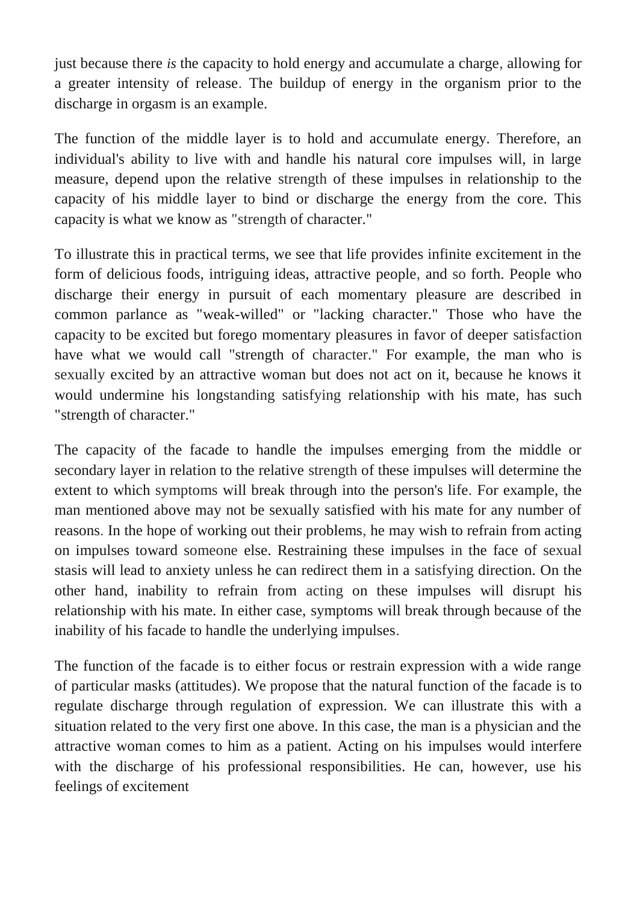just because there *is* the capacity to hold energy and accumulate a charge, allowing for a greater intensity of release. The buildup of energy in the organism prior to the discharge in orgasm is an example.

The function of the middle layer is to hold and accumulate energy. Therefore, an individual's ability to live with and handle his natural core impulses will, in large measure, depend upon the relative strength of these impulses in relationship to the capacity of his middle layer to bind or discharge the energy from the core. This capacity is what we know as "strength of character."

To illustrate this in practical terms, we see that life provides infinite excitement in the form of delicious foods, intriguing ideas, attractive people, and so forth. People who discharge their energy in pursuit of each momentary pleasure are described in common parlance as "weak-willed" or "lacking character." Those who have the capacity to be excited but forego momentary pleasures in favor of deeper satisfaction have what we would call "strength of character." For example, the man who is sexually excited by an attractive woman but does not act on it, because he knows it would undermine his longstanding satisfying relationship with his mate, has such "strength of character."

The capacity of the facade to handle the impulses emerging from the middle or secondary layer in relation to the relative strength of these impulses will determine the extent to which symptoms will break through into the person's life. For example, the man mentioned above may not be sexually satisfied with his mate for any number of reasons. In the hope of working out their problems, he may wish to refrain from acting on impulses toward someone else. Restraining these impulses in the face of sexual stasis will lead to anxiety unless he can redirect them in a satisfying direction. On the other hand, inability to refrain from acting on these impulses will disrupt his relationship with his mate. In either case, symptoms will break through because of the inability of his facade to handle the underlying impulses.

The function of the facade is to either focus or restrain expression with a wide range of particular masks (attitudes). We propose that the natural function of the facade is to regulate discharge through regulation of expression. We can illustrate this with a situation related to the very first one above. In this case, the man is a physician and the attractive woman comes to him as a patient. Acting on his impulses would interfere with the discharge of his professional responsibilities. He can, however, use his feelings of excitement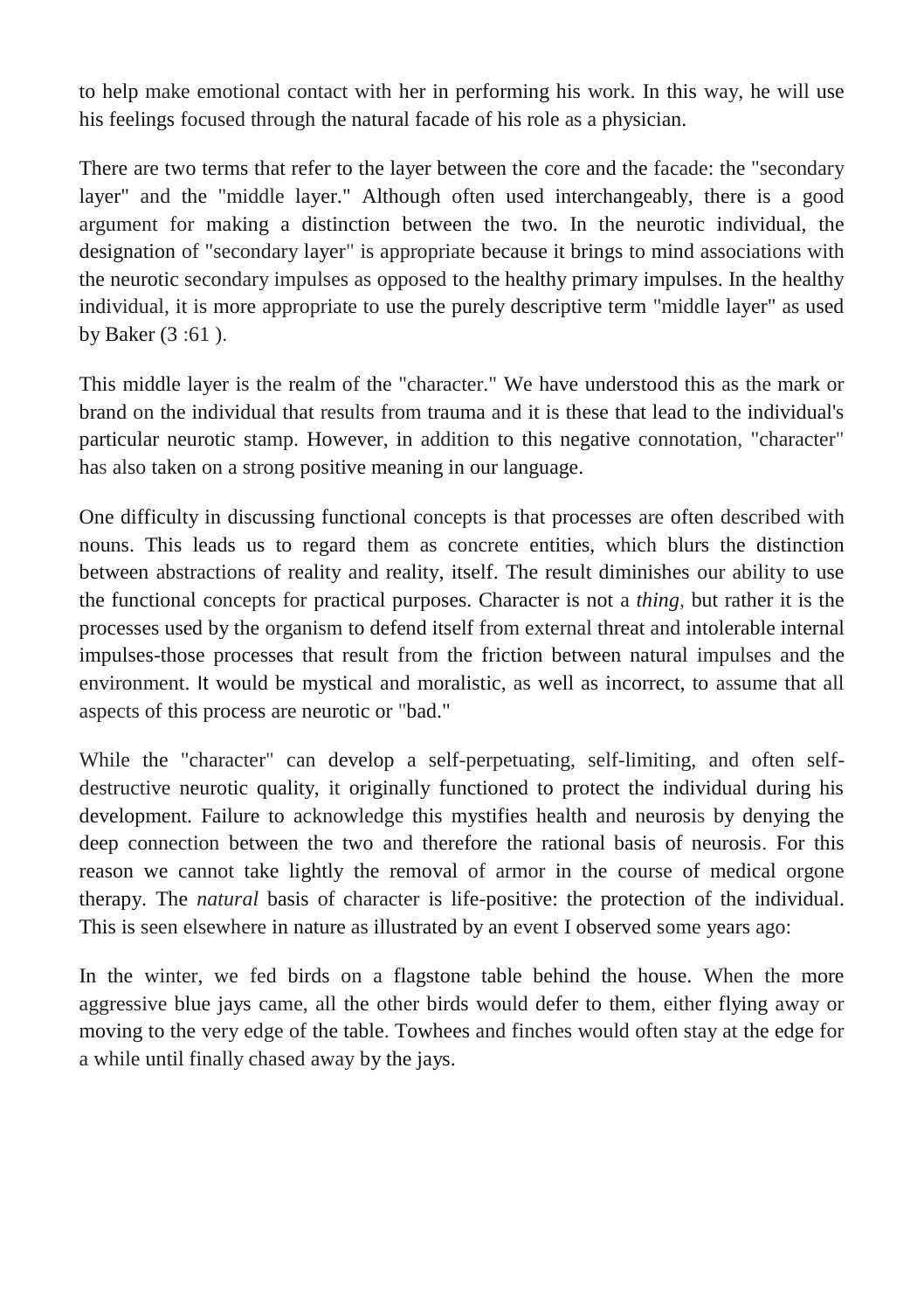to help make emotional contact with her in performing his work. In this way, he will use his feelings focused through the natural facade of his role as a physician.

There are two terms that refer to the layer between the core and the facade: the "secondary layer" and the "middle layer." Although often used interchangeably, there is a good argument for making a distinction between the two. In the neurotic individual, the designation of "secondary layer" is appropriate because it brings to mind associations with the neurotic secondary impulses as opposed to the healthy primary impulses. In the healthy individual, it is more appropriate to use the purely descriptive term "middle layer" as used by Baker (3 :61 ).

This middle layer is the realm of the "character." We have understood this as the mark or brand on the individual that results from trauma and it is these that lead to the individual's particular neurotic stamp. However, in addition to this negative connotation, "character" has also taken on a strong positive meaning in our language.

One difficulty in discussing functional concepts is that processes are often described with nouns. This leads us to regard them as concrete entities, which blurs the distinction between abstractions of reality and reality, itself. The result diminishes our ability to use the functional concepts for practical purposes. Character is not a *thing,* but rather it is the processes used by the organism to defend itself from external threat and intolerable internal impulses-those processes that result from the friction between natural impulses and the environment. It would be mystical and moralistic, as well as incorrect, to assume that all aspects of this process are neurotic or "bad."

While the "character" can develop a self-perpetuating, self-limiting, and often self-destructive neurotic quality, it originally functioned to protect the individual during his development. Failure to acknowledge this mystifies health and neurosis by denying the deep connection between the two and therefore the rational basis of neurosis. For this reason we cannot take lightly the removal of armor in the course of medical orgone therapy. The *natural* basis of character is life-positive: the protection of the individual. This is seen elsewhere in nature as illustrated by an event I observed some years ago:

In the winter, we fed birds on a flagstone table behind the house. When the more aggressive blue jays came, all the other birds would defer to them, either flying away or moving to the very edge of the table. Towhees and finches would often stay at the edge for a while until finally chased away by the jays.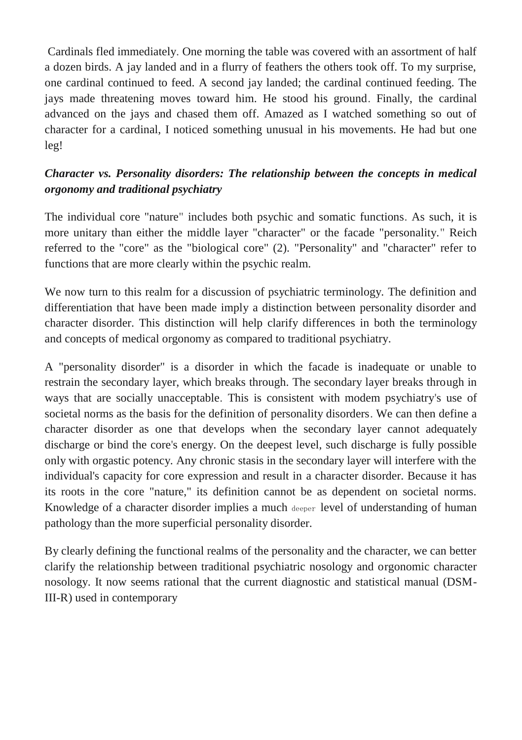Cardinals fled immediately. One morning the table was covered with an assortment of half a dozen birds. A jay landed and in a flurry of feathers the others took off. To my surprise, one cardinal continued to feed. A second jay landed; the cardinal continued feeding. The jays made threatening moves toward him. He stood his ground. Finally, the cardinal advanced on the jays and chased them off. Amazed as I watched something so out of character for a cardinal, I noticed something unusual in his movements. He had but one leg!

### *Character vs. Personality disorders: The relationship between the concepts in medical orgonomy and traditional psychiatry*

The individual core "nature" includes both psychic and somatic functions. As such, it is more unitary than either the middle layer "character" or the facade "personality." Reich referred to the "core" as the "biological core" (2). "Personality" and "character" refer to functions that are more clearly within the psychic realm.

We now turn to this realm for a discussion of psychiatric terminology. The definition and differentiation that have been made imply a distinction between personality disorder and character disorder. This distinction will help clarify differences in both the terminology and concepts of medical orgonomy as compared to traditional psychiatry.

A "personality disorder" is a disorder in which the facade is inadequate or unable to restrain the secondary layer, which breaks through. The secondary layer breaks through in ways that are socially unacceptable. This is consistent with modem psychiatry's use of societal norms as the basis for the definition of personality disorders. We can then define a character disorder as one that develops when the secondary layer cannot adequately discharge or bind the core's energy. On the deepest level, such discharge is fully possible only with orgastic potency. Any chronic stasis in the secondary layer will interfere with the individual's capacity for core expression and result in a character disorder. Because it has its roots in the core "nature," its definition cannot be as dependent on societal norms. Knowledge of a character disorder implies a much deeper level of understanding of human pathology than the more superficial personality disorder.

By clearly defining the functional realms of the personality and the character, we can better clarify the relationship between traditional psychiatric nosology and orgonomic character nosology. It now seems rational that the current diagnostic and statistical manual (DSM-III-R) used in contemporary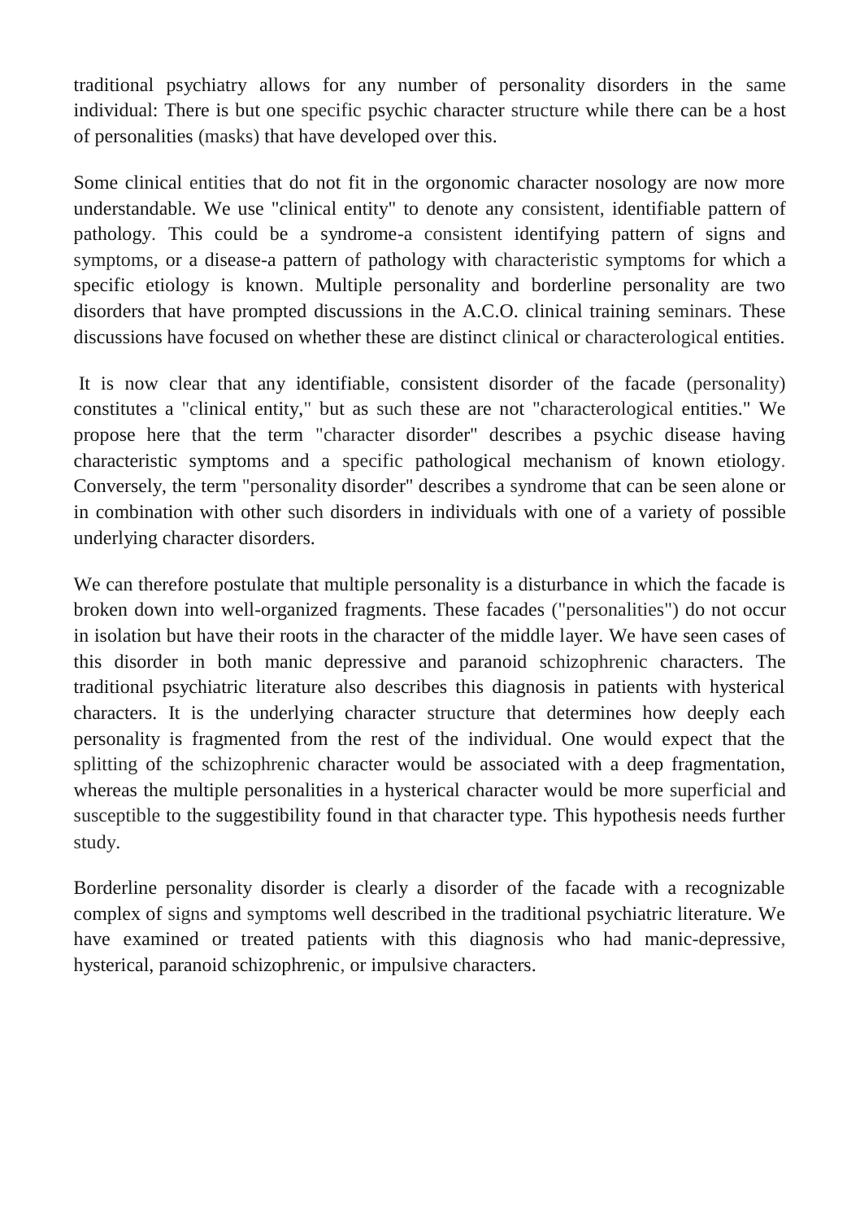traditional psychiatry allows for any number of personality disorders in the same individual: There is but one specific psychic character structure while there can be a host of personalities (masks) that have developed over this.

Some clinical entities that do not fit in the orgonomic character nosology are now more understandable. We use "clinical entity" to denote any consistent, identifiable pattern of pathology. This could be a syndrome-a consistent identifying pattern of signs and symptoms, or a disease-a pattern of pathology with characteristic symptoms for which a specific etiology is known. Multiple personality and borderline personality are two disorders that have prompted discussions in the A.C.O. clinical training seminars. These discussions have focused on whether these are distinct clinical or characterological entities.

It is now clear that any identifiable, consistent disorder of the facade (personality) constitutes a "clinical entity," but as such these are not "characterological entities." We propose here that the term "character disorder" describes a psychic disease having characteristic symptoms and a specific pathological mechanism of known etiology. Conversely, the term "personality disorder" describes a syndrome that can be seen alone or in combination with other such disorders in individuals with one of a variety of possible underlying character disorders.

We can therefore postulate that multiple personality is a disturbance in which the facade is broken down into well-organized fragments. These facades ("personalities") do not occur in isolation but have their roots in the character of the middle layer. We have seen cases of this disorder in both manic depressive and paranoid schizophrenic characters. The traditional psychiatric literature also describes this diagnosis in patients with hysterical characters. It is the underlying character structure that determines how deeply each personality is fragmented from the rest of the individual. One would expect that the splitting of the schizophrenic character would be associated with a deep fragmentation, whereas the multiple personalities in a hysterical character would be more superficial and susceptible to the suggestibility found in that character type. This hypothesis needs further study.

Borderline personality disorder is clearly a disorder of the facade with a recognizable complex of signs and symptoms well described in the traditional psychiatric literature. We have examined or treated patients with this diagnosis who had manic-depressive, hysterical, paranoid schizophrenic, or impulsive characters.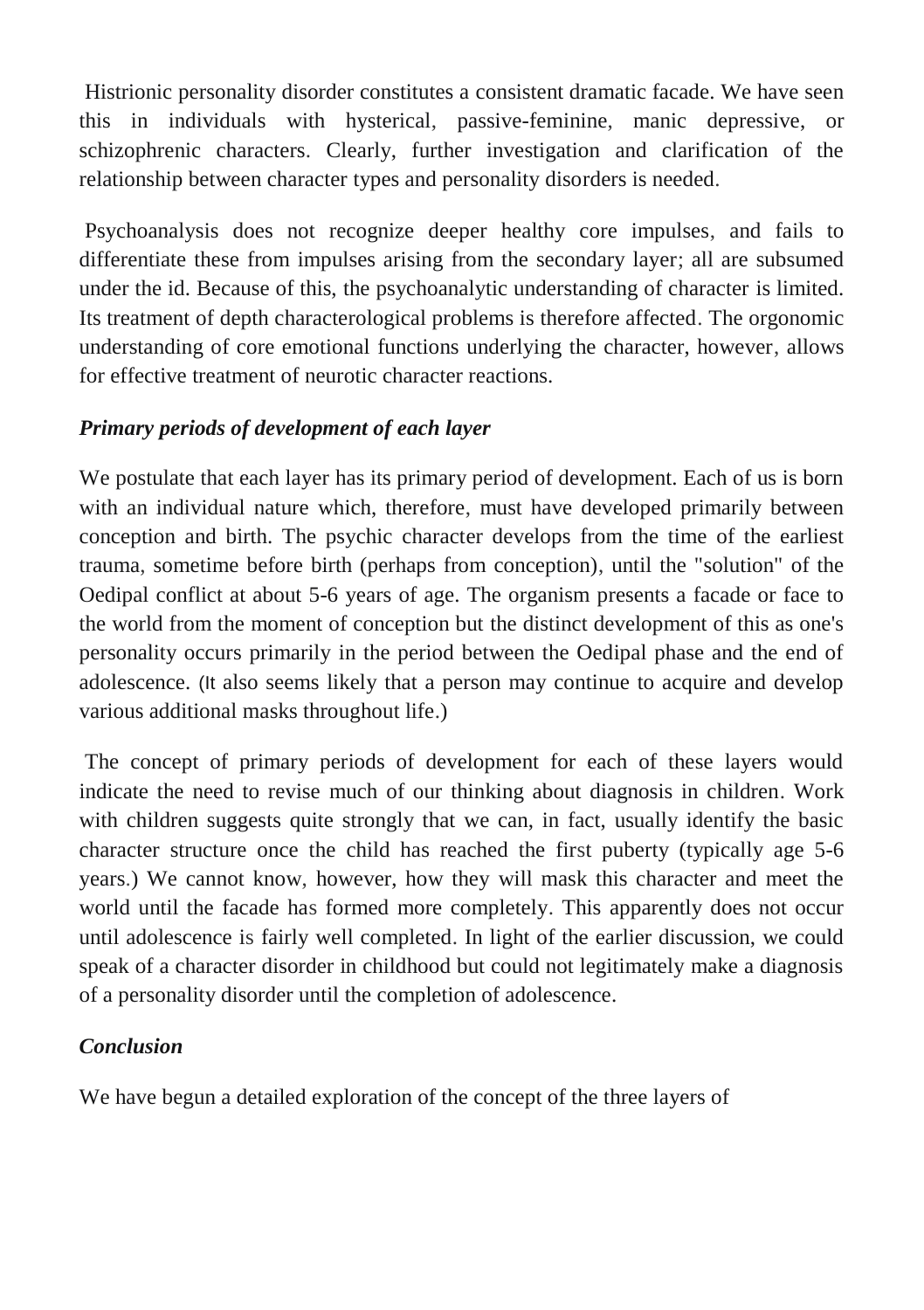Histrionic personality disorder constitutes a consistent dramatic facade. We have seen this in individuals with hysterical, passive-feminine, manic depressive, or schizophrenic characters. Clearly, further investigation and clarification of the relationship between character types and personality disorders is needed.

Psychoanalysis does not recognize deeper healthy core impulses, and fails to differentiate these from impulses arising from the secondary layer; all are subsumed under the id. Because of this, the psychoanalytic understanding of character is limited. Its treatment of depth characterological problems is therefore affected. The orgonomic understanding of core emotional functions underlying the character, however, allows for effective treatment of neurotic character reactions.

### *Primary periods of development of each layer*

We postulate that each layer has its primary period of development. Each of us is born with an individual nature which, therefore, must have developed primarily between conception and birth. The psychic character develops from the time of the earliest trauma, sometime before birth (perhaps from conception), until the "solution" of the Oedipal conflict at about 5-6 years of age. The organism presents a facade or face to the world from the moment of conception but the distinct development of this as one's personality occurs primarily in the period between the Oedipal phase and the end of adolescence. (It also seems likely that a person may continue to acquire and develop various additional masks throughout life.)

The concept of primary periods of development for each of these layers would indicate the need to revise much of our thinking about diagnosis in children. Work with children suggests quite strongly that we can, in fact, usually identify the basic character structure once the child has reached the first puberty (typically age 5-6 years.) We cannot know, however, how they will mask this character and meet the world until the facade has formed more completely. This apparently does not occur until adolescence is fairly well completed. In light of the earlier discussion, we could speak of a character disorder in childhood but could not legitimately make a diagnosis of a personality disorder until the completion of adolescence.

### *Conclusion*

We have begun a detailed exploration of the concept of the three layers of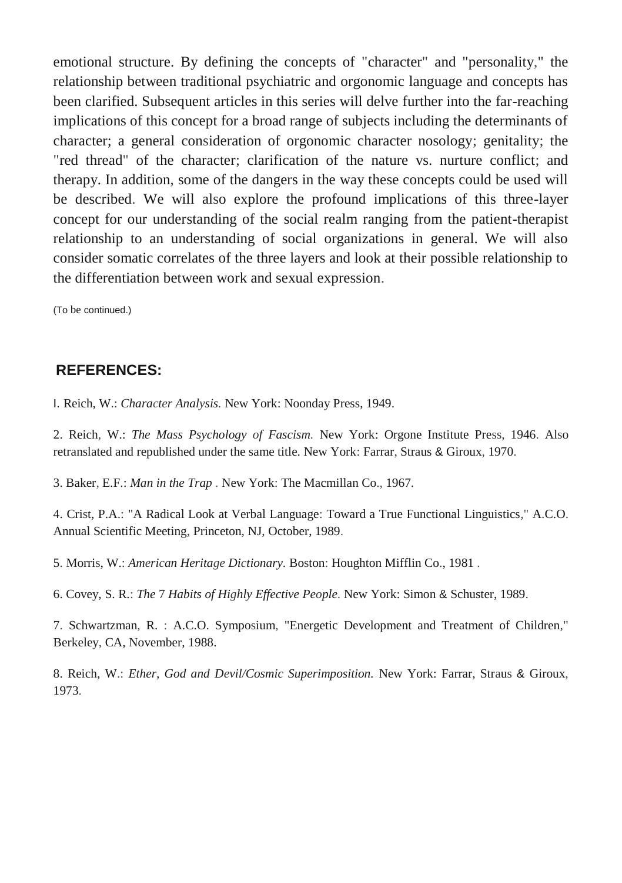emotional structure. By defining the concepts of "character" and "personality," the relationship between traditional psychiatric and orgonomic language and concepts has been clarified. Subsequent articles in this series will delve further into the far-reaching implications of this concept for a broad range of subjects including the determinants of character; a general consideration of orgonomic character nosology; genitality; the "red thread" of the character; clarification of the nature vs. nurture conflict; and therapy. In addition, some of the dangers in the way these concepts could be used will be described. We will also explore the profound implications of this three-layer concept for our understanding of the social realm ranging from the patient-therapist relationship to an understanding of social organizations in general. We will also consider somatic correlates of the three layers and look at their possible relationship to the differentiation between work and sexual expression.

(To be continued.)

## REFERENCES:

I. Reich, W.: *Character Analysis.* New York: Noonday Press, 1949.

2. Reich, W.: *The Mass Psychology of Fascism.* New York: Orgone Institute Press, 1946. Also retranslated and republished under the same title. New York: Farrar, Straus & Giroux, 1970.

3. Baker, E.F.: *Man in the Trap* . New York: The Macmillan Co., 1967.

4. Crist, P.A.: "A Radical Look at Verbal Language: Toward a True Functional Linguistics," A.C.O. Annual Scientific Meeting, Princeton, NJ, October, 1989.

5. Morris, W.: *American Heritage Dictionary.* Boston: Houghton Mifflin Co., 1981 .

6. Covey, S. R.: *The 7 Habits of Highly Effective People.* New York: Simon & Schuster, 1989.

7. Schwartzman, R. : A.C.O. Symposium, "Energetic Development and Treatment of Children," Berkeley, CA, November, 1988.

8. Reich, W.: *Ether, God and Devil/Cosmic Superimposition.* New York: Farrar, Straus & Giroux, 1973.